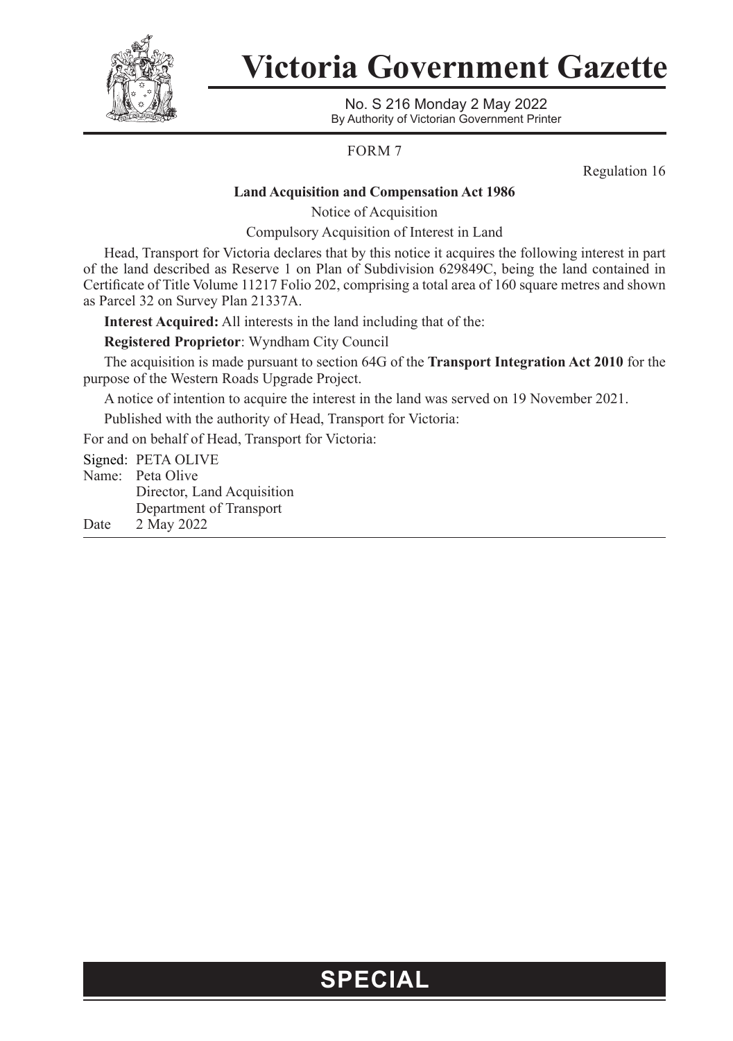# Victoria Government Gazette

No. S 216 Monday 2 May 2022
By Authority of Victorian Government Printer

FORM 7

Regulation 16

**Land Acquisition and Compensation Act 1986**

Notice of Acquisition

Compulsory Acquisition of Interest in Land

Head, Transport for Victoria declares that by this notice it acquires the following interest in part of the land described as Reserve 1 on Plan of Subdivision 629849C, being the land contained in Certificate of Title Volume 11217 Folio 202, comprising a total area of 160 square metres and shown as Parcel 32 on Survey Plan 21337A.

**Interest Acquired:** All interests in the land including that of the:

**Registered Proprietor**: Wyndham City Council

The acquisition is made pursuant to section 64G of the **Transport Integration Act 2010** for the purpose of the Western Roads Upgrade Project.

A notice of intention to acquire the interest in the land was served on 19 November 2021.

Published with the authority of Head, Transport for Victoria:

For and on behalf of Head, Transport for Victoria:

Signed: PETA OLIVE
Name: Peta Olive
Director, Land Acquisition
Department of Transport
Date 2 May 2022

**SPECIAL**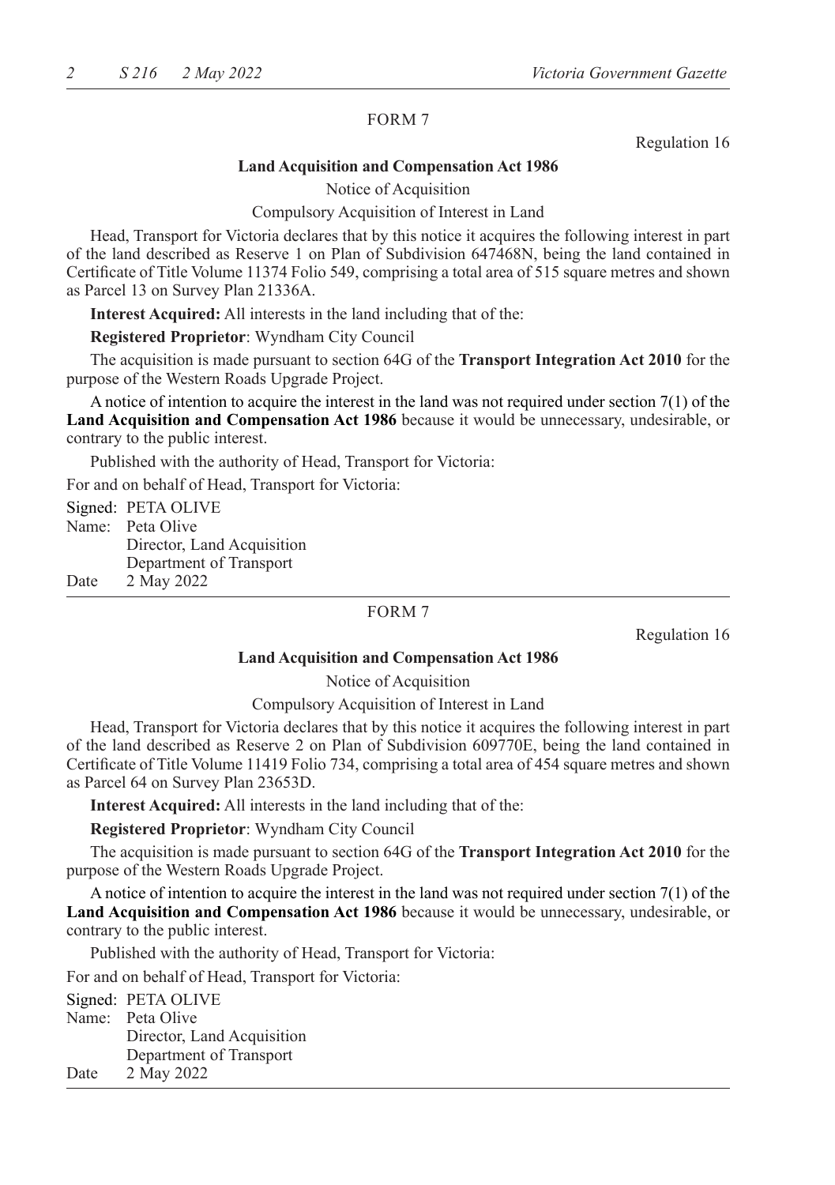FORM 7

Regulation 16

**Land Acquisition and Compensation Act 1986**

Notice of Acquisition

Compulsory Acquisition of Interest in Land

Head, Transport for Victoria declares that by this notice it acquires the following interest in part of the land described as Reserve 1 on Plan of Subdivision 647468N, being the land contained in Certificate of Title Volume 11374 Folio 549, comprising a total area of 515 square metres and shown as Parcel 13 on Survey Plan 21336A.

**Interest Acquired:** All interests in the land including that of the:

**Registered Proprietor**: Wyndham City Council

The acquisition is made pursuant to section 64G of the **Transport Integration Act 2010** for the purpose of the Western Roads Upgrade Project.

A notice of intention to acquire the interest in the land was not required under section 7(1) of the **Land Acquisition and Compensation Act 1986** because it would be unnecessary, undesirable, or contrary to the public interest.

Published with the authority of Head, Transport for Victoria:

For and on behalf of Head, Transport for Victoria:

Signed: PETA OLIVE
Name: Peta Olive
Director, Land Acquisition
Department of Transport
Date 2 May 2022

---

FORM 7

Regulation 16

**Land Acquisition and Compensation Act 1986**

Notice of Acquisition

Compulsory Acquisition of Interest in Land

Head, Transport for Victoria declares that by this notice it acquires the following interest in part of the land described as Reserve 2 on Plan of Subdivision 609770E, being the land contained in Certificate of Title Volume 11419 Folio 734, comprising a total area of 454 square metres and shown as Parcel 64 on Survey Plan 23653D.

**Interest Acquired:** All interests in the land including that of the:

**Registered Proprietor**: Wyndham City Council

The acquisition is made pursuant to section 64G of the **Transport Integration Act 2010** for the purpose of the Western Roads Upgrade Project.

A notice of intention to acquire the interest in the land was not required under section 7(1) of the **Land Acquisition and Compensation Act 1986** because it would be unnecessary, undesirable, or contrary to the public interest.

Published with the authority of Head, Transport for Victoria:

For and on behalf of Head, Transport for Victoria:

Signed: PETA OLIVE
Name: Peta Olive
Director, Land Acquisition
Department of Transport
Date 2 May 2022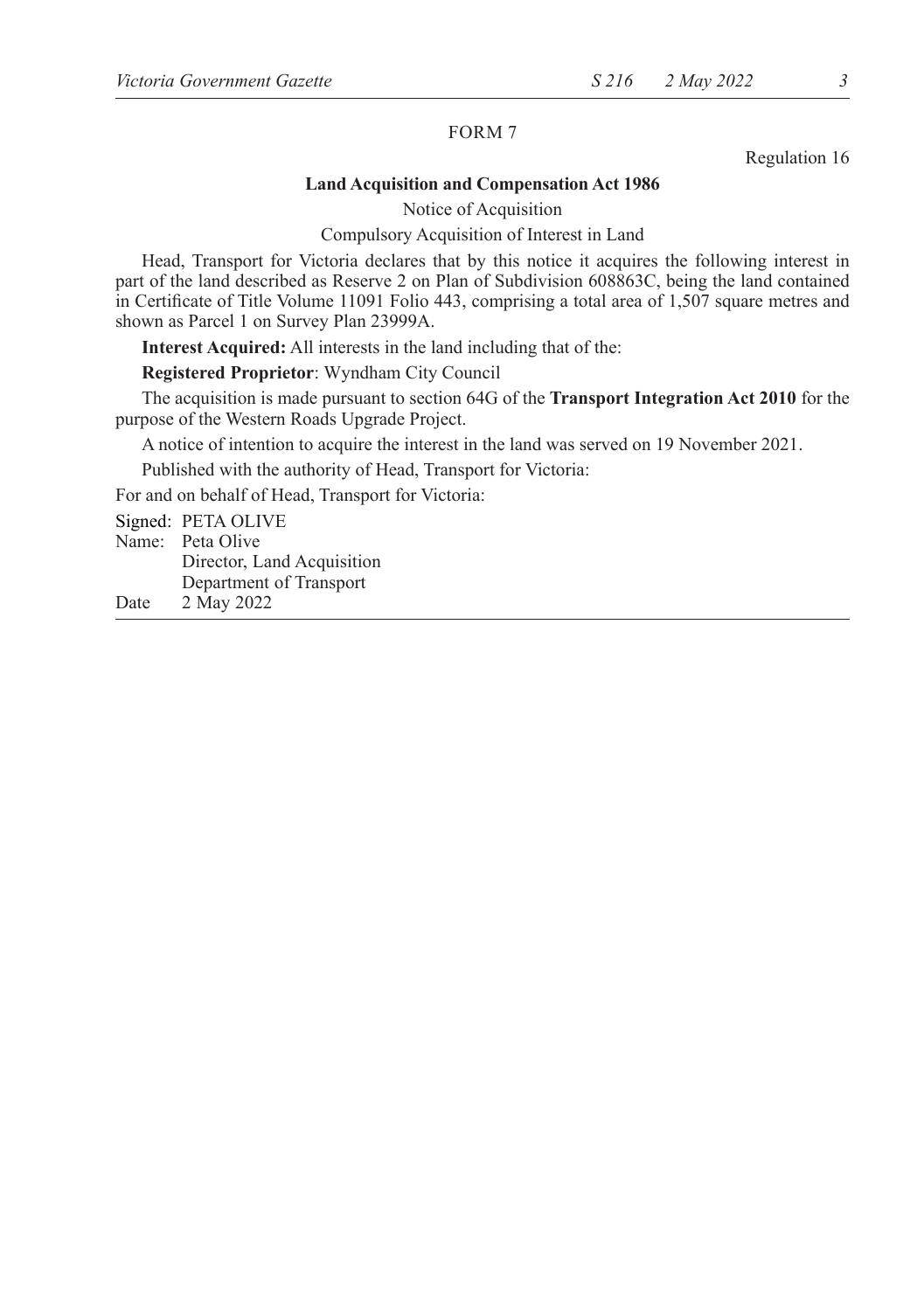FORM 7

Regulation 16

**Land Acquisition and Compensation Act 1986**

Notice of Acquisition

Compulsory Acquisition of Interest in Land

Head, Transport for Victoria declares that by this notice it acquires the following interest in part of the land described as Reserve 2 on Plan of Subdivision 608863C, being the land contained in Certificate of Title Volume 11091 Folio 443, comprising a total area of 1,507 square metres and shown as Parcel 1 on Survey Plan 23999A.

**Interest Acquired:** All interests in the land including that of the:

**Registered Proprietor**: Wyndham City Council

The acquisition is made pursuant to section 64G of the **Transport Integration Act 2010** for the purpose of the Western Roads Upgrade Project.

A notice of intention to acquire the interest in the land was served on 19 November 2021.

Published with the authority of Head, Transport for Victoria:

For and on behalf of Head, Transport for Victoria:

Signed: PETA OLIVE
Name: Peta Olive
Director, Land Acquisition
Department of Transport
Date 2 May 2022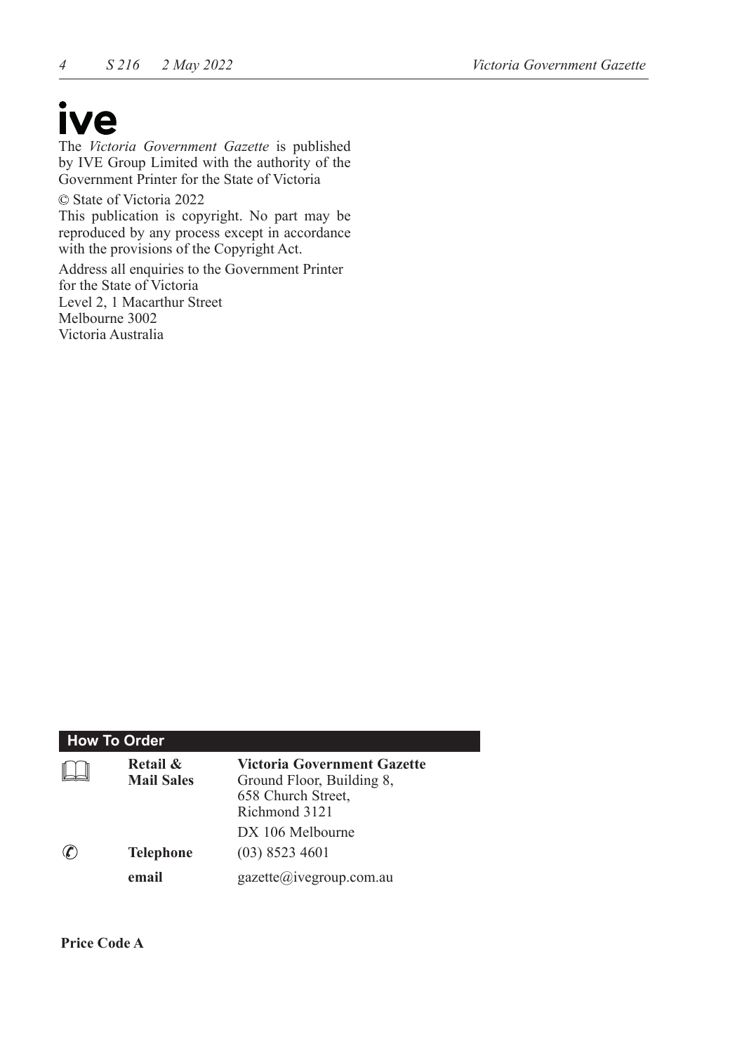**ive**

The *Victoria Government Gazette* is published by IVE Group Limited with the authority of the Government Printer for the State of Victoria

© State of Victoria 2022

This publication is copyright. No part may be reproduced by any process except in accordance with the provisions of the Copyright Act.

Address all enquiries to the Government Printer for the State of Victoria
Level 2, 1 Macarthur Street
Melbourne 3002
Victoria Australia

## How To Order

| | | |
|---|---|---|
| | **Retail & Mail Sales** | **Victoria Government Gazette** Ground Floor, Building 8, 658 Church Street, Richmond 3121 |
| | | DX 106 Melbourne |
| | **Telephone** | (03) 8523 4601 |
| | **email** | gazette@ivegroup.com.au |

**Price Code A**